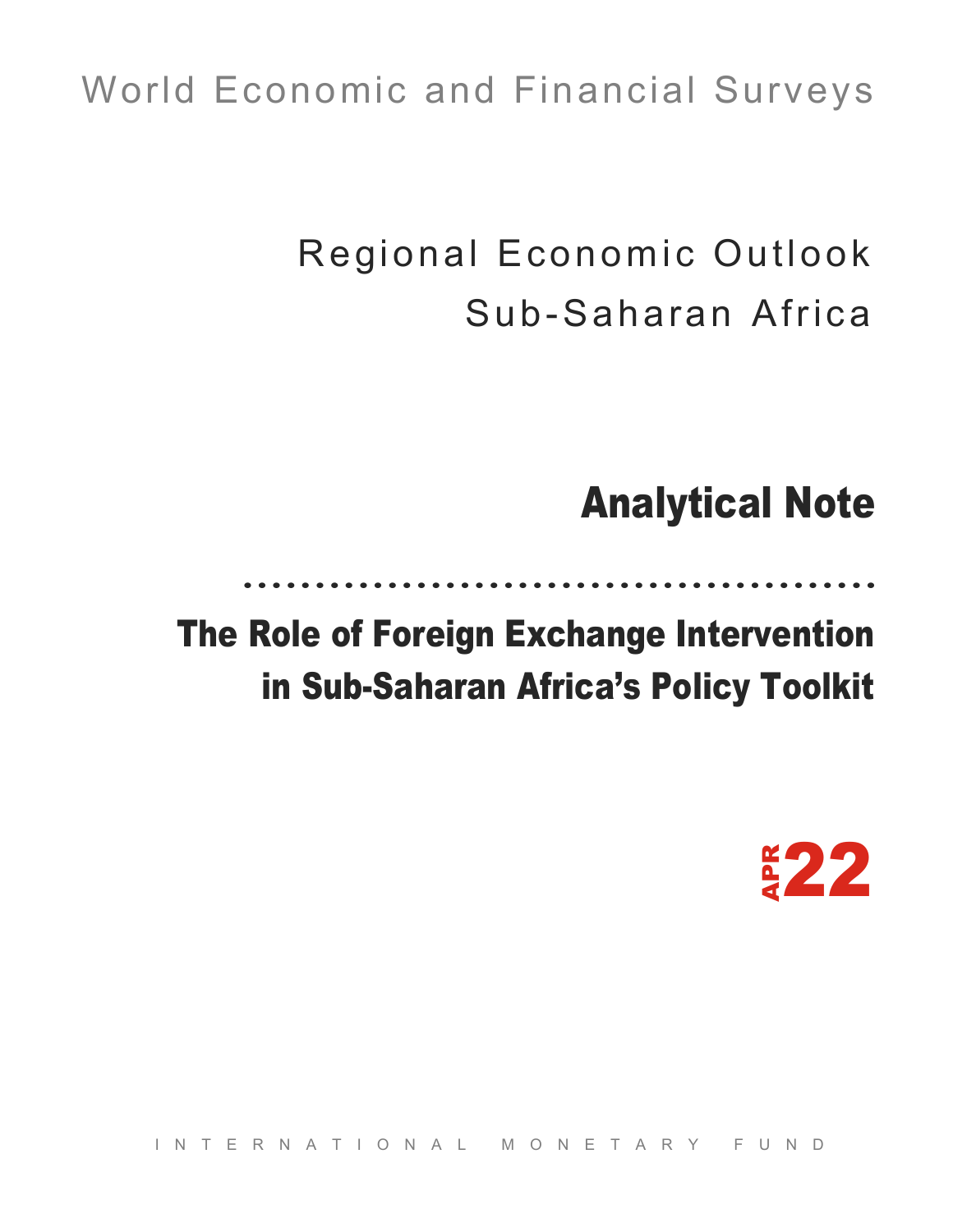World Economic and Financial Surveys

# Regional Economic Outlook
# Sub-Saharan Africa

## Analytical Note

## The Role of Foreign Exchange Intervention in Sub-Saharan Africa's Policy Toolkit

APR 22

INTERNATIONAL MONETARY FUND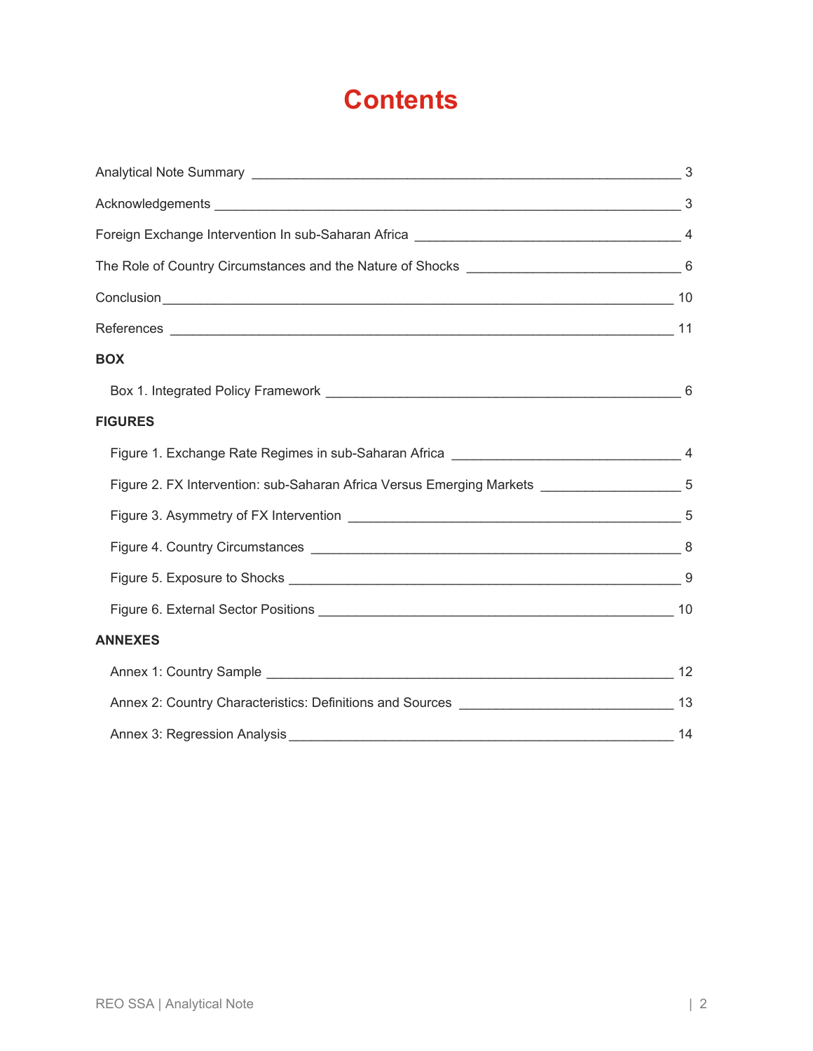# Contents

Analytical Note Summary ____ 3

Acknowledgements ____ 3

Foreign Exchange Intervention In sub-Saharan Africa ____ 4

The Role of Country Circumstances and the Nature of Shocks ____ 6

Conclusion ____ 10

References ____ 11

**BOX**

Box 1. Integrated Policy Framework ____ 6

**FIGURES**

Figure 1. Exchange Rate Regimes in sub-Saharan Africa ____ 4

Figure 2. FX Intervention: sub-Saharan Africa Versus Emerging Markets ____ 5

Figure 3. Asymmetry of FX Intervention ____ 5

Figure 4. Country Circumstances ____ 8

Figure 5. Exposure to Shocks ____ 9

Figure 6. External Sector Positions ____ 10

**ANNEXES**

Annex 1: Country Sample ____ 12

Annex 2: Country Characteristics: Definitions and Sources ____ 13

Annex 3: Regression Analysis ____ 14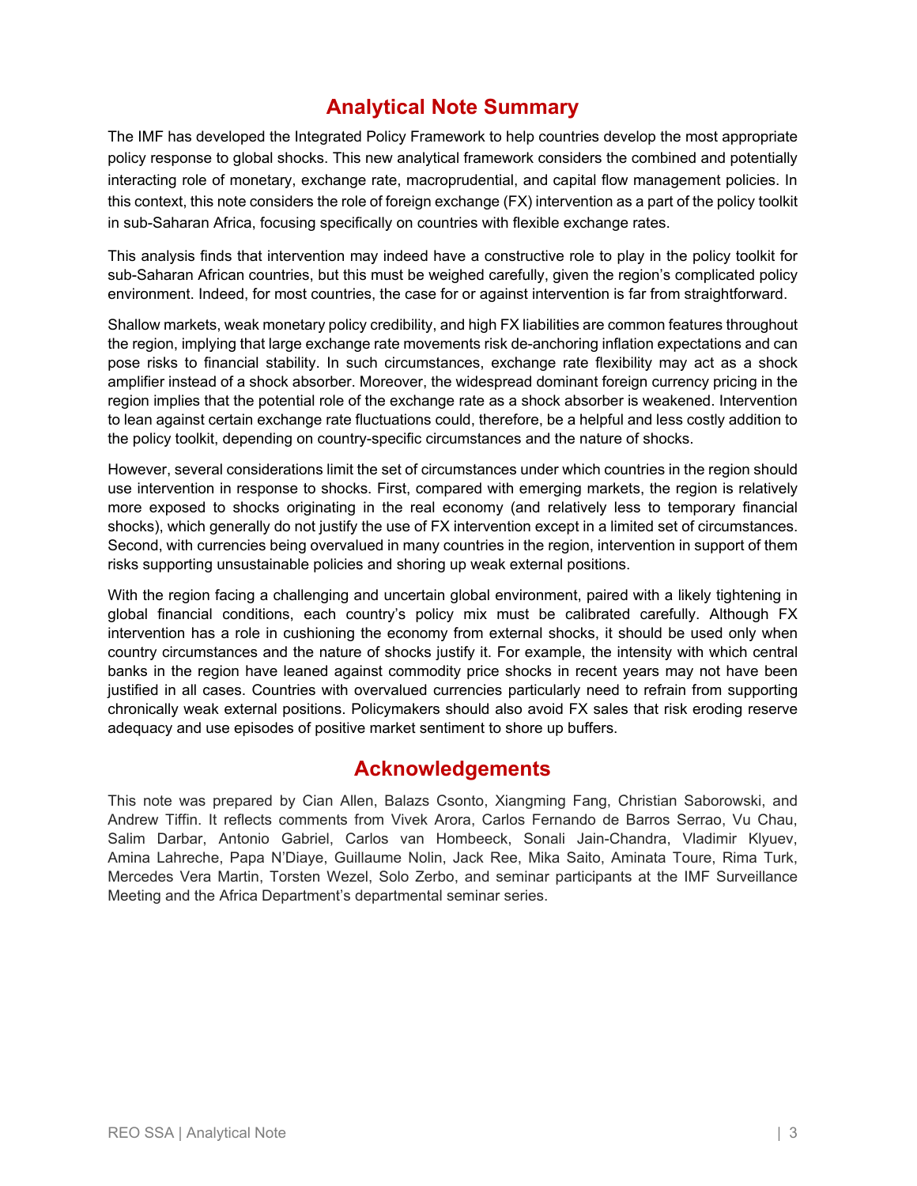## Analytical Note Summary

The IMF has developed the Integrated Policy Framework to help countries develop the most appropriate policy response to global shocks. This new analytical framework considers the combined and potentially interacting role of monetary, exchange rate, macroprudential, and capital flow management policies. In this context, this note considers the role of foreign exchange (FX) intervention as a part of the policy toolkit in sub-Saharan Africa, focusing specifically on countries with flexible exchange rates.

This analysis finds that intervention may indeed have a constructive role to play in the policy toolkit for sub-Saharan African countries, but this must be weighed carefully, given the region's complicated policy environment. Indeed, for most countries, the case for or against intervention is far from straightforward.

Shallow markets, weak monetary policy credibility, and high FX liabilities are common features throughout the region, implying that large exchange rate movements risk de-anchoring inflation expectations and can pose risks to financial stability. In such circumstances, exchange rate flexibility may act as a shock amplifier instead of a shock absorber. Moreover, the widespread dominant foreign currency pricing in the region implies that the potential role of the exchange rate as a shock absorber is weakened. Intervention to lean against certain exchange rate fluctuations could, therefore, be a helpful and less costly addition to the policy toolkit, depending on country-specific circumstances and the nature of shocks.

However, several considerations limit the set of circumstances under which countries in the region should use intervention in response to shocks. First, compared with emerging markets, the region is relatively more exposed to shocks originating in the real economy (and relatively less to temporary financial shocks), which generally do not justify the use of FX intervention except in a limited set of circumstances. Second, with currencies being overvalued in many countries in the region, intervention in support of them risks supporting unsustainable policies and shoring up weak external positions.

With the region facing a challenging and uncertain global environment, paired with a likely tightening in global financial conditions, each country's policy mix must be calibrated carefully. Although FX intervention has a role in cushioning the economy from external shocks, it should be used only when country circumstances and the nature of shocks justify it. For example, the intensity with which central banks in the region have leaned against commodity price shocks in recent years may not have been justified in all cases. Countries with overvalued currencies particularly need to refrain from supporting chronically weak external positions. Policymakers should also avoid FX sales that risk eroding reserve adequacy and use episodes of positive market sentiment to shore up buffers.

## Acknowledgements

This note was prepared by Cian Allen, Balazs Csonto, Xiangming Fang, Christian Saborowski, and Andrew Tiffin. It reflects comments from Vivek Arora, Carlos Fernando de Barros Serrao, Vu Chau, Salim Darbar, Antonio Gabriel, Carlos van Hombeeck, Sonali Jain-Chandra, Vladimir Klyuev, Amina Lahreche, Papa N'Diaye, Guillaume Nolin, Jack Ree, Mika Saito, Aminata Toure, Rima Turk, Mercedes Vera Martin, Torsten Wezel, Solo Zerbo, and seminar participants at the IMF Surveillance Meeting and the Africa Department's departmental seminar series.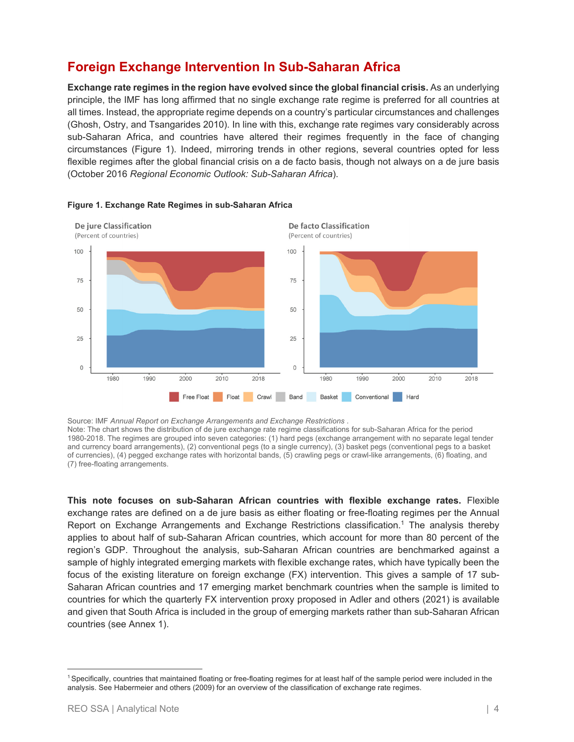## Foreign Exchange Intervention In Sub-Saharan Africa

**Exchange rate regimes in the region have evolved since the global financial crisis.** As an underlying principle, the IMF has long affirmed that no single exchange rate regime is preferred for all countries at all times. Instead, the appropriate regime depends on a country's particular circumstances and challenges (Ghosh, Ostry, and Tsangarides 2010). In line with this, exchange rate regimes vary considerably across sub-Saharan Africa, and countries have altered their regimes frequently in the face of changing circumstances (Figure 1). Indeed, mirroring trends in other regions, several countries opted for less flexible regimes after the global financial crisis on a de facto basis, though not always on a de jure basis (October 2016 *Regional Economic Outlook: Sub-Saharan Africa*).

**Figure 1. Exchange Rate Regimes in sub-Saharan Africa**

Source: IMF *Annual Report on Exchange Arrangements and Exchange Restrictions* .
Note: The chart shows the distribution of de jure exchange rate regime classifications for sub-Saharan Africa for the period 1980-2018. The regimes are grouped into seven categories: (1) hard pegs (exchange arrangement with no separate legal tender and currency board arrangements), (2) conventional pegs (to a single currency), (3) basket pegs (conventional pegs to a basket of currencies), (4) pegged exchange rates with horizontal bands, (5) crawling pegs or crawl-like arrangements, (6) floating, and (7) free-floating arrangements.

**This note focuses on sub-Saharan African countries with flexible exchange rates.** Flexible exchange rates are defined on a de jure basis as either floating or free-floating regimes per the Annual Report on Exchange Arrangements and Exchange Restrictions classification.[1] The analysis thereby applies to about half of sub-Saharan African countries, which account for more than 80 percent of the region's GDP. Throughout the analysis, sub-Saharan African countries are benchmarked against a sample of highly integrated emerging markets with flexible exchange rates, which have typically been the focus of the existing literature on foreign exchange (FX) intervention. This gives a sample of 17 sub-Saharan African countries and 17 emerging market benchmark countries when the sample is limited to countries for which the quarterly FX intervention proxy proposed in Adler and others (2021) is available and given that South Africa is included in the group of emerging markets rather than sub-Saharan African countries (see Annex 1).

[1] Specifically, countries that maintained floating or free-floating regimes for at least half of the sample period were included in the analysis. See Habermeier and others (2009) for an overview of the classification of exchange rate regimes.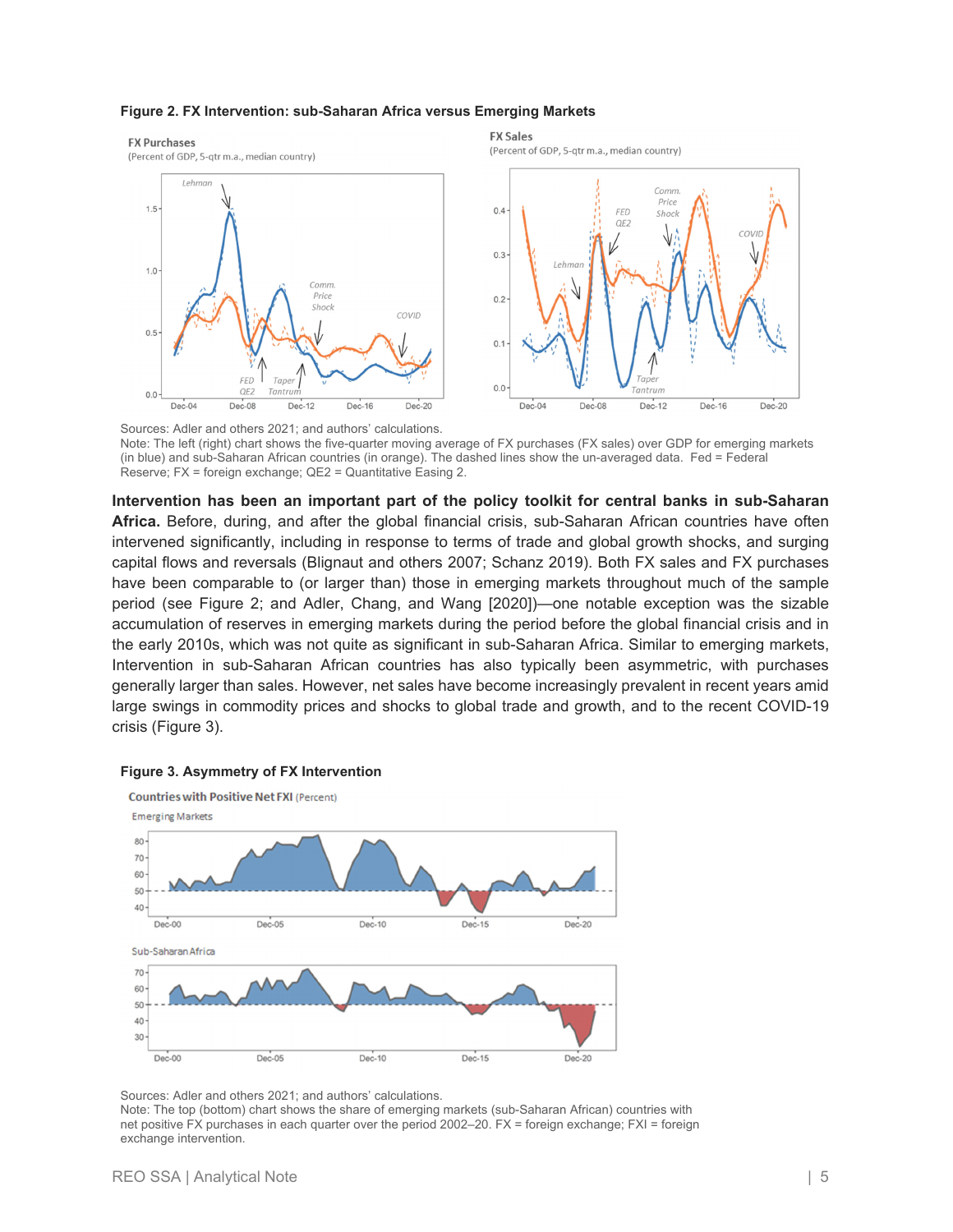**Figure 2. FX Intervention: sub-Saharan Africa versus Emerging Markets**

Sources: Adler and others 2021; and authors' calculations.
Note: The left (right) chart shows the five-quarter moving average of FX purchases (FX sales) over GDP for emerging markets (in blue) and sub-Saharan African countries (in orange). The dashed lines show the un-averaged data. Fed = Federal Reserve; FX = foreign exchange; QE2 = Quantitative Easing 2.

**Intervention has been an important part of the policy toolkit for central banks in sub-Saharan Africa.** Before, during, and after the global financial crisis, sub-Saharan African countries have often intervened significantly, including in response to terms of trade and global growth shocks, and surging capital flows and reversals (Blignaut and others 2007; Schanz 2019). Both FX sales and FX purchases have been comparable to (or larger than) those in emerging markets throughout much of the sample period (see Figure 2; and Adler, Chang, and Wang [2020])—one notable exception was the sizable accumulation of reserves in emerging markets during the period before the global financial crisis and in the early 2010s, which was not quite as significant in sub-Saharan Africa. Similar to emerging markets, Intervention in sub-Saharan African countries has also typically been asymmetric, with purchases generally larger than sales. However, net sales have become increasingly prevalent in recent years amid large swings in commodity prices and shocks to global trade and growth, and to the recent COVID-19 crisis (Figure 3).

**Figure 3. Asymmetry of FX Intervention**

Sources: Adler and others 2021; and authors' calculations.
Note: The top (bottom) chart shows the share of emerging markets (sub-Saharan African) countries with net positive FX purchases in each quarter over the period 2002–20. FX = foreign exchange; FXI = foreign exchange intervention.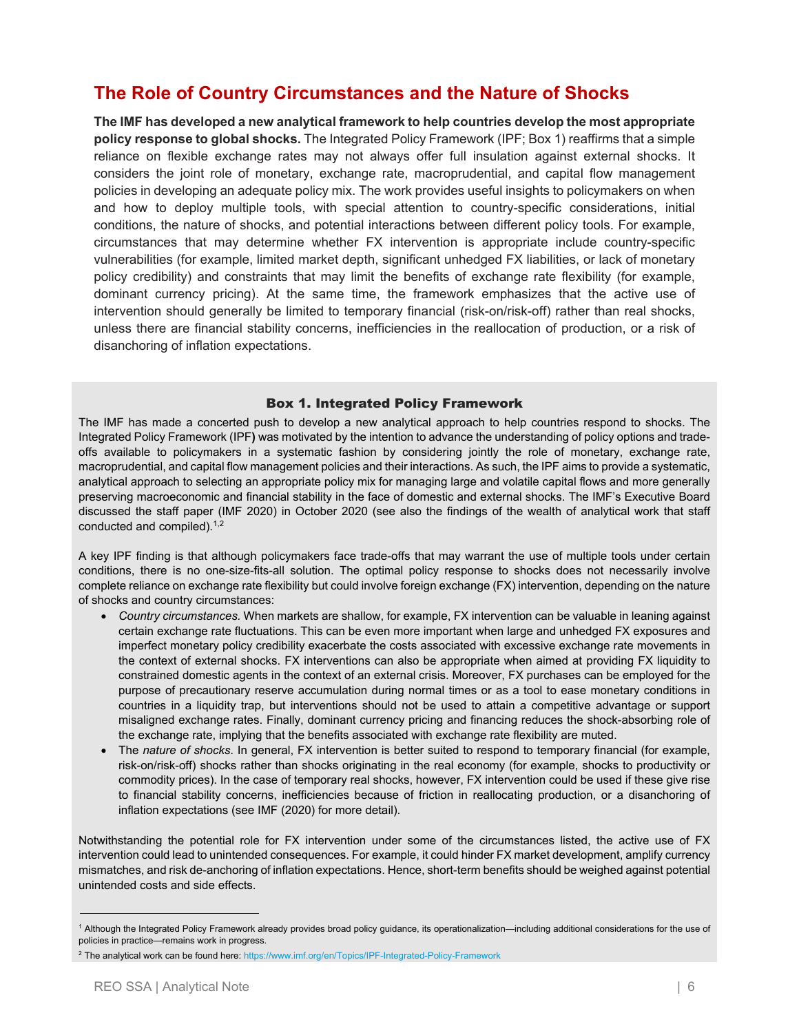## The Role of Country Circumstances and the Nature of Shocks

**The IMF has developed a new analytical framework to help countries develop the most appropriate policy response to global shocks.** The Integrated Policy Framework (IPF; Box 1) reaffirms that a simple reliance on flexible exchange rates may not always offer full insulation against external shocks. It considers the joint role of monetary, exchange rate, macroprudential, and capital flow management policies in developing an adequate policy mix. The work provides useful insights to policymakers on when and how to deploy multiple tools, with special attention to country-specific considerations, initial conditions, the nature of shocks, and potential interactions between different policy tools. For example, circumstances that may determine whether FX intervention is appropriate include country-specific vulnerabilities (for example, limited market depth, significant unhedged FX liabilities, or lack of monetary policy credibility) and constraints that may limit the benefits of exchange rate flexibility (for example, dominant currency pricing). At the same time, the framework emphasizes that the active use of intervention should generally be limited to temporary financial (risk-on/risk-off) rather than real shocks, unless there are financial stability concerns, inefficiencies in the reallocation of production, or a risk of disanchoring of inflation expectations.

### Box 1. Integrated Policy Framework

The IMF has made a concerted push to develop a new analytical approach to help countries respond to shocks. The Integrated Policy Framework (IPF**)** was motivated by the intention to advance the understanding of policy options and trade-offs available to policymakers in a systematic fashion by considering jointly the role of monetary, exchange rate, macroprudential, and capital flow management policies and their interactions. As such, the IPF aims to provide a systematic, analytical approach to selecting an appropriate policy mix for managing large and volatile capital flows and more generally preserving macroeconomic and financial stability in the face of domestic and external shocks. The IMF's Executive Board discussed the staff paper (IMF 2020) in October 2020 (see also the findings of the wealth of analytical work that staff conducted and compiled).[1,2]

A key IPF finding is that although policymakers face trade-offs that may warrant the use of multiple tools under certain conditions, there is no one-size-fits-all solution. The optimal policy response to shocks does not necessarily involve complete reliance on exchange rate flexibility but could involve foreign exchange (FX) intervention, depending on the nature of shocks and country circumstances:

- *Country circumstances.* When markets are shallow, for example, FX intervention can be valuable in leaning against certain exchange rate fluctuations. This can be even more important when large and unhedged FX exposures and imperfect monetary policy credibility exacerbate the costs associated with excessive exchange rate movements in the context of external shocks. FX interventions can also be appropriate when aimed at providing FX liquidity to constrained domestic agents in the context of an external crisis. Moreover, FX purchases can be employed for the purpose of precautionary reserve accumulation during normal times or as a tool to ease monetary conditions in countries in a liquidity trap, but interventions should not be used to attain a competitive advantage or support misaligned exchange rates. Finally, dominant currency pricing and financing reduces the shock-absorbing role of the exchange rate, implying that the benefits associated with exchange rate flexibility are muted.
- The *nature of shocks*. In general, FX intervention is better suited to respond to temporary financial (for example, risk-on/risk-off) shocks rather than shocks originating in the real economy (for example, shocks to productivity or commodity prices). In the case of temporary real shocks, however, FX intervention could be used if these give rise to financial stability concerns, inefficiencies because of friction in reallocating production, or a disanchoring of inflation expectations (see IMF (2020) for more detail).

Notwithstanding the potential role for FX intervention under some of the circumstances listed, the active use of FX intervention could lead to unintended consequences. For example, it could hinder FX market development, amplify currency mismatches, and risk de-anchoring of inflation expectations. Hence, short-term benefits should be weighed against potential unintended costs and side effects.

---

[1] Although the Integrated Policy Framework already provides broad policy guidance, its operationalization—including additional considerations for the use of policies in practice—remains work in progress.

[2] The analytical work can be found here: https://www.imf.org/en/Topics/IPF-Integrated-Policy-Framework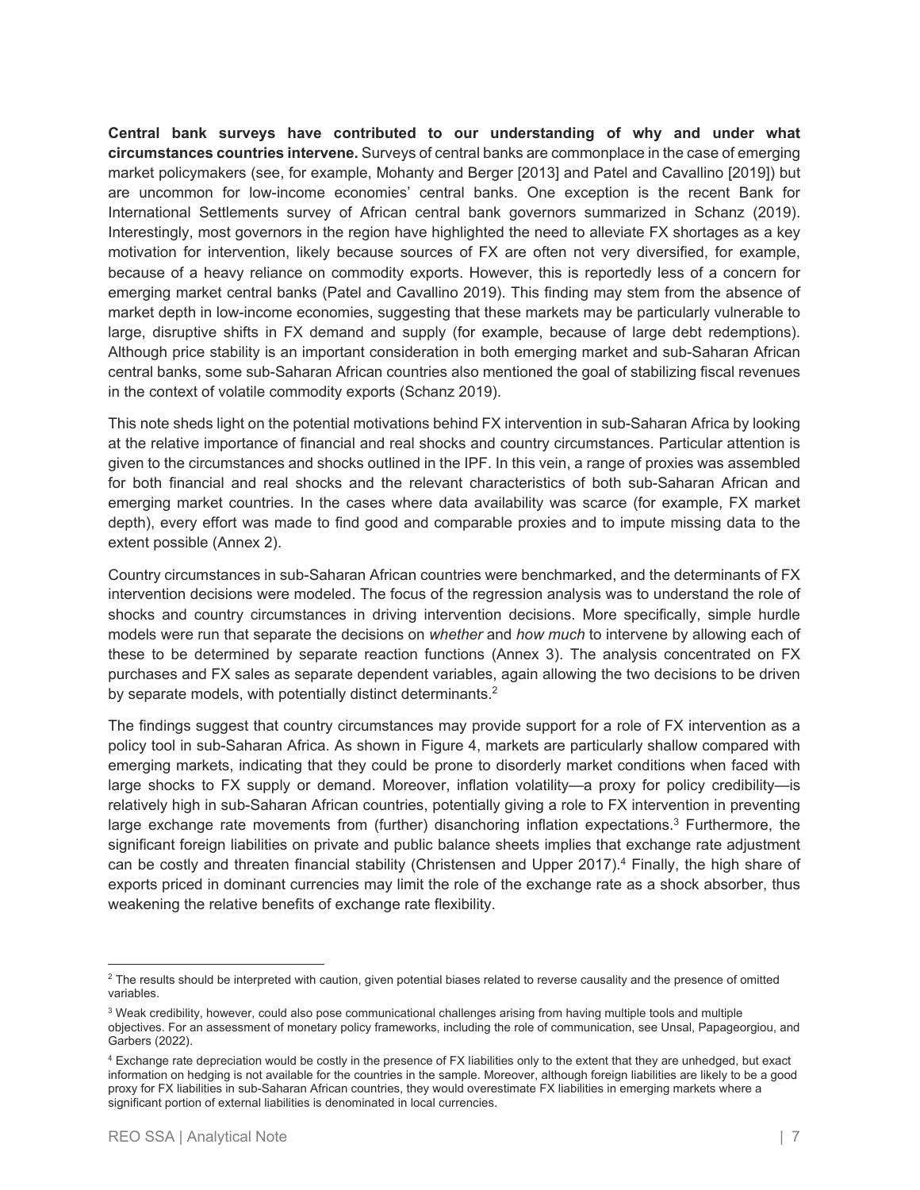**Central bank surveys have contributed to our understanding of why and under what circumstances countries intervene.** Surveys of central banks are commonplace in the case of emerging market policymakers (see, for example, Mohanty and Berger [2013] and Patel and Cavallino [2019]) but are uncommon for low-income economies' central banks. One exception is the recent Bank for International Settlements survey of African central bank governors summarized in Schanz (2019). Interestingly, most governors in the region have highlighted the need to alleviate FX shortages as a key motivation for intervention, likely because sources of FX are often not very diversified, for example, because of a heavy reliance on commodity exports. However, this is reportedly less of a concern for emerging market central banks (Patel and Cavallino 2019). This finding may stem from the absence of market depth in low-income economies, suggesting that these markets may be particularly vulnerable to large, disruptive shifts in FX demand and supply (for example, because of large debt redemptions). Although price stability is an important consideration in both emerging market and sub-Saharan African central banks, some sub-Saharan African countries also mentioned the goal of stabilizing fiscal revenues in the context of volatile commodity exports (Schanz 2019).

This note sheds light on the potential motivations behind FX intervention in sub-Saharan Africa by looking at the relative importance of financial and real shocks and country circumstances. Particular attention is given to the circumstances and shocks outlined in the IPF. In this vein, a range of proxies was assembled for both financial and real shocks and the relevant characteristics of both sub-Saharan African and emerging market countries. In the cases where data availability was scarce (for example, FX market depth), every effort was made to find good and comparable proxies and to impute missing data to the extent possible (Annex 2).

Country circumstances in sub-Saharan African countries were benchmarked, and the determinants of FX intervention decisions were modeled. The focus of the regression analysis was to understand the role of shocks and country circumstances in driving intervention decisions. More specifically, simple hurdle models were run that separate the decisions on *whether* and *how much* to intervene by allowing each of these to be determined by separate reaction functions (Annex 3). The analysis concentrated on FX purchases and FX sales as separate dependent variables, again allowing the two decisions to be driven by separate models, with potentially distinct determinants.[2]

The findings suggest that country circumstances may provide support for a role of FX intervention as a policy tool in sub-Saharan Africa. As shown in Figure 4, markets are particularly shallow compared with emerging markets, indicating that they could be prone to disorderly market conditions when faced with large shocks to FX supply or demand. Moreover, inflation volatility—a proxy for policy credibility—is relatively high in sub-Saharan African countries, potentially giving a role to FX intervention in preventing large exchange rate movements from (further) disanchoring inflation expectations.[3] Furthermore, the significant foreign liabilities on private and public balance sheets implies that exchange rate adjustment can be costly and threaten financial stability (Christensen and Upper 2017).[4] Finally, the high share of exports priced in dominant currencies may limit the role of the exchange rate as a shock absorber, thus weakening the relative benefits of exchange rate flexibility.

---

[2] The results should be interpreted with caution, given potential biases related to reverse causality and the presence of omitted variables.

[3] Weak credibility, however, could also pose communicational challenges arising from having multiple tools and multiple objectives. For an assessment of monetary policy frameworks, including the role of communication, see Unsal, Papageorgiou, and Garbers (2022).

[4] Exchange rate depreciation would be costly in the presence of FX liabilities only to the extent that they are unhedged, but exact information on hedging is not available for the countries in the sample. Moreover, although foreign liabilities are likely to be a good proxy for FX liabilities in sub-Saharan African countries, they would overestimate FX liabilities in emerging markets where a significant portion of external liabilities is denominated in local currencies.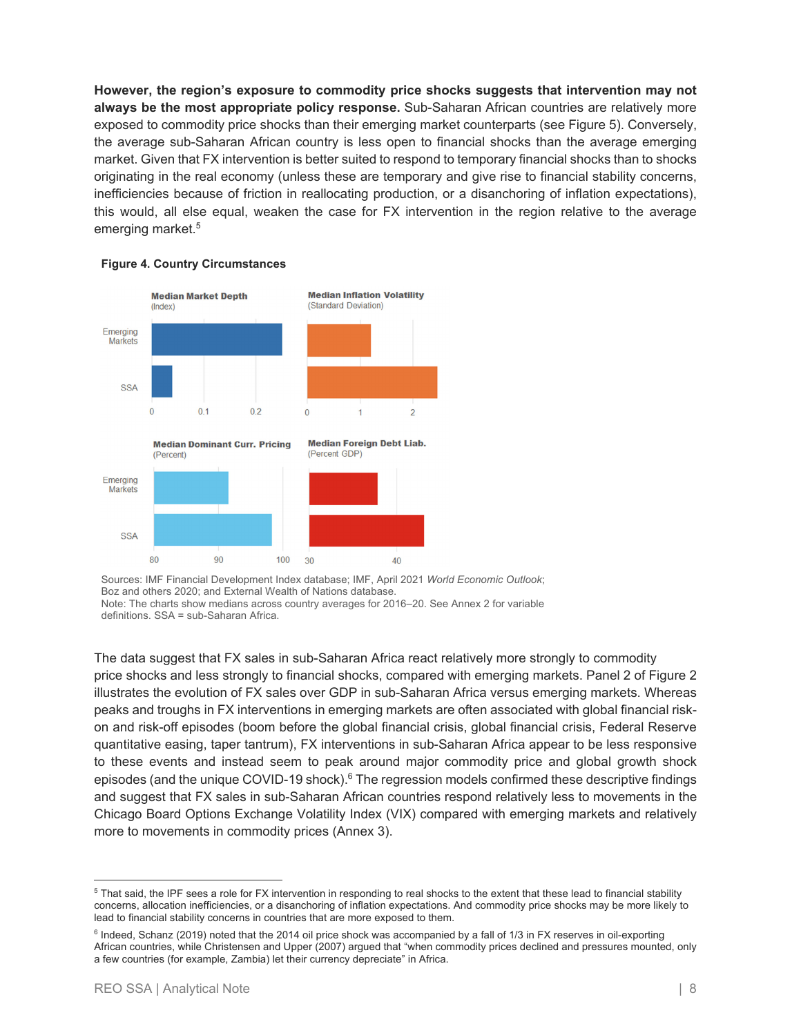**However, the region's exposure to commodity price shocks suggests that intervention may not always be the most appropriate policy response.** Sub-Saharan African countries are relatively more exposed to commodity price shocks than their emerging market counterparts (see Figure 5). Conversely, the average sub-Saharan African country is less open to financial shocks than the average emerging market. Given that FX intervention is better suited to respond to temporary financial shocks than to shocks originating in the real economy (unless these are temporary and give rise to financial stability concerns, inefficiencies because of friction in reallocating production, or a disanchoring of inflation expectations), this would, all else equal, weaken the case for FX intervention in the region relative to the average emerging market.[5]

**Figure 4. Country Circumstances**

Median Market Depth (Index)

Median Inflation Volatility (Standard Deviation)

Median Dominant Curr. Pricing (Percent)

Median Foreign Debt Liab. (Percent GDP)

Sources: IMF Financial Development Index database; IMF, April 2021 *World Economic Outlook*; Boz and others 2020; and External Wealth of Nations database.
Note: The charts show medians across country averages for 2016–20. See Annex 2 for variable definitions. SSA = sub-Saharan Africa.

The data suggest that FX sales in sub-Saharan Africa react relatively more strongly to commodity price shocks and less strongly to financial shocks, compared with emerging markets. Panel 2 of Figure 2 illustrates the evolution of FX sales over GDP in sub-Saharan Africa versus emerging markets. Whereas peaks and troughs in FX interventions in emerging markets are often associated with global financial risk-on and risk-off episodes (boom before the global financial crisis, global financial crisis, Federal Reserve quantitative easing, taper tantrum), FX interventions in sub-Saharan Africa appear to be less responsive to these events and instead seem to peak around major commodity price and global growth shock episodes (and the unique COVID-19 shock).[6] The regression models confirmed these descriptive findings and suggest that FX sales in sub-Saharan African countries respond relatively less to movements in the Chicago Board Options Exchange Volatility Index (VIX) compared with emerging markets and relatively more to movements in commodity prices (Annex 3).

---

[5] That said, the IPF sees a role for FX intervention in responding to real shocks to the extent that these lead to financial stability concerns, allocation inefficiencies, or a disanchoring of inflation expectations. And commodity price shocks may be more likely to lead to financial stability concerns in countries that are more exposed to them.

[6] Indeed, Schanz (2019) noted that the 2014 oil price shock was accompanied by a fall of 1/3 in FX reserves in oil-exporting African countries, while Christensen and Upper (2007) argued that "when commodity prices declined and pressures mounted, only a few countries (for example, Zambia) let their currency depreciate" in Africa.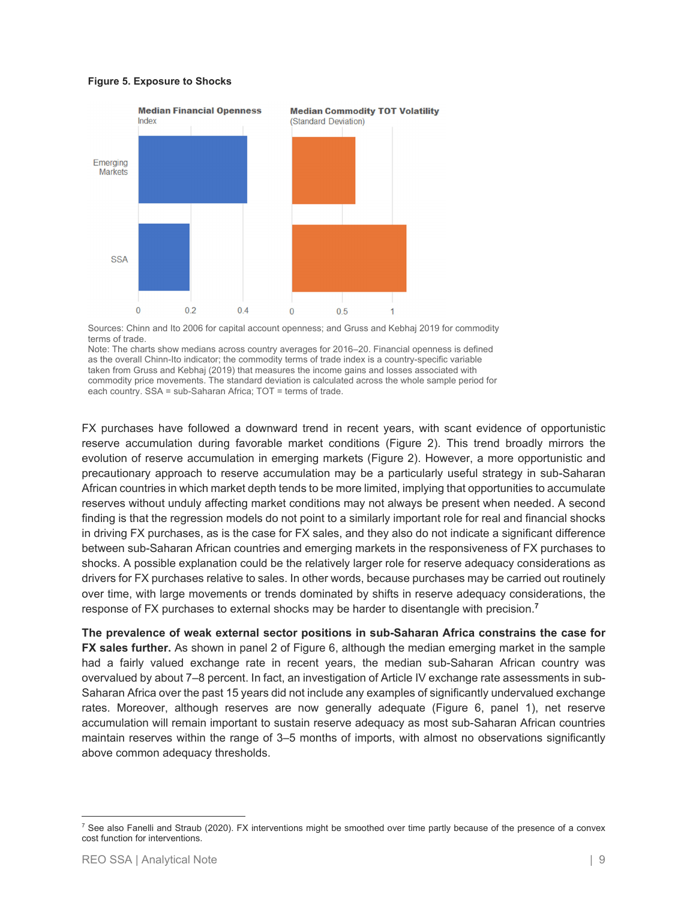**Figure 5. Exposure to Shocks**

**Median Financial Openness**
Index

**Median Commodity TOT Volatility**
(Standard Deviation)

Sources: Chinn and Ito 2006 for capital account openness; and Gruss and Kebhaj 2019 for commodity terms of trade.
Note: The charts show medians across country averages for 2016–20. Financial openness is defined as the overall Chinn-Ito indicator; the commodity terms of trade index is a country-specific variable taken from Gruss and Kebhaj (2019) that measures the income gains and losses associated with commodity price movements. The standard deviation is calculated across the whole sample period for each country. SSA = sub-Saharan Africa; TOT = terms of trade.

FX purchases have followed a downward trend in recent years, with scant evidence of opportunistic reserve accumulation during favorable market conditions (Figure 2). This trend broadly mirrors the evolution of reserve accumulation in emerging markets (Figure 2). However, a more opportunistic and precautionary approach to reserve accumulation may be a particularly useful strategy in sub-Saharan African countries in which market depth tends to be more limited, implying that opportunities to accumulate reserves without unduly affecting market conditions may not always be present when needed. A second finding is that the regression models do not point to a similarly important role for real and financial shocks in driving FX purchases, as is the case for FX sales, and they also do not indicate a significant difference between sub-Saharan African countries and emerging markets in the responsiveness of FX purchases to shocks. A possible explanation could be the relatively larger role for reserve adequacy considerations as drivers for FX purchases relative to sales. In other words, because purchases may be carried out routinely over time, with large movements or trends dominated by shifts in reserve adequacy considerations, the response of FX purchases to external shocks may be harder to disentangle with precision.[7]

**The prevalence of weak external sector positions in sub-Saharan Africa constrains the case for FX sales further.** As shown in panel 2 of Figure 6, although the median emerging market in the sample had a fairly valued exchange rate in recent years, the median sub-Saharan African country was overvalued by about 7–8 percent. In fact, an investigation of Article IV exchange rate assessments in sub-Saharan Africa over the past 15 years did not include any examples of significantly undervalued exchange rates. Moreover, although reserves are now generally adequate (Figure 6, panel 1), net reserve accumulation will remain important to sustain reserve adequacy as most sub-Saharan African countries maintain reserves within the range of 3–5 months of imports, with almost no observations significantly above common adequacy thresholds.

[7] See also Fanelli and Straub (2020). FX interventions might be smoothed over time partly because of the presence of a convex cost function for interventions.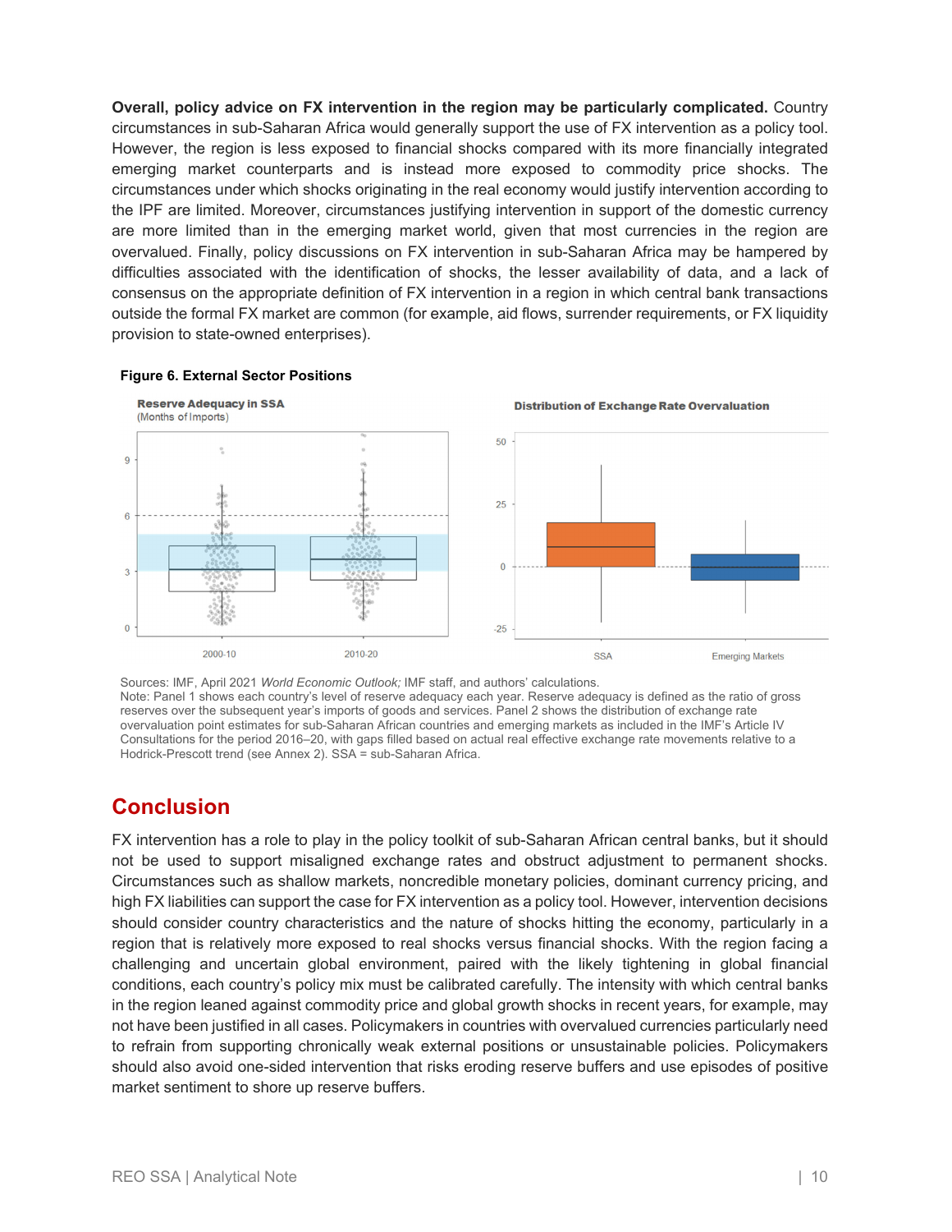**Overall, policy advice on FX intervention in the region may be particularly complicated.** Country circumstances in sub-Saharan Africa would generally support the use of FX intervention as a policy tool. However, the region is less exposed to financial shocks compared with its more financially integrated emerging market counterparts and is instead more exposed to commodity price shocks. The circumstances under which shocks originating in the real economy would justify intervention according to the IPF are limited. Moreover, circumstances justifying intervention in support of the domestic currency are more limited than in the emerging market world, given that most currencies in the region are overvalued. Finally, policy discussions on FX intervention in sub-Saharan Africa may be hampered by difficulties associated with the identification of shocks, the lesser availability of data, and a lack of consensus on the appropriate definition of FX intervention in a region in which central bank transactions outside the formal FX market are common (for example, aid flows, surrender requirements, or FX liquidity provision to state-owned enterprises).

**Figure 6. External Sector Positions**

Sources: IMF, April 2021 *World Economic Outlook;* IMF staff, and authors' calculations.
Note: Panel 1 shows each country's level of reserve adequacy each year. Reserve adequacy is defined as the ratio of gross reserves over the subsequent year's imports of goods and services. Panel 2 shows the distribution of exchange rate overvaluation point estimates for sub-Saharan African countries and emerging markets as included in the IMF's Article IV Consultations for the period 2016–20, with gaps filled based on actual real effective exchange rate movements relative to a Hodrick-Prescott trend (see Annex 2). SSA = sub-Saharan Africa.

## Conclusion

FX intervention has a role to play in the policy toolkit of sub-Saharan African central banks, but it should not be used to support misaligned exchange rates and obstruct adjustment to permanent shocks. Circumstances such as shallow markets, noncredible monetary policies, dominant currency pricing, and high FX liabilities can support the case for FX intervention as a policy tool. However, intervention decisions should consider country characteristics and the nature of shocks hitting the economy, particularly in a region that is relatively more exposed to real shocks versus financial shocks. With the region facing a challenging and uncertain global environment, paired with the likely tightening in global financial conditions, each country's policy mix must be calibrated carefully. The intensity with which central banks in the region leaned against commodity price and global growth shocks in recent years, for example, may not have been justified in all cases. Policymakers in countries with overvalued currencies particularly need to refrain from supporting chronically weak external positions or unsustainable policies. Policymakers should also avoid one-sided intervention that risks eroding reserve buffers and use episodes of positive market sentiment to shore up reserve buffers.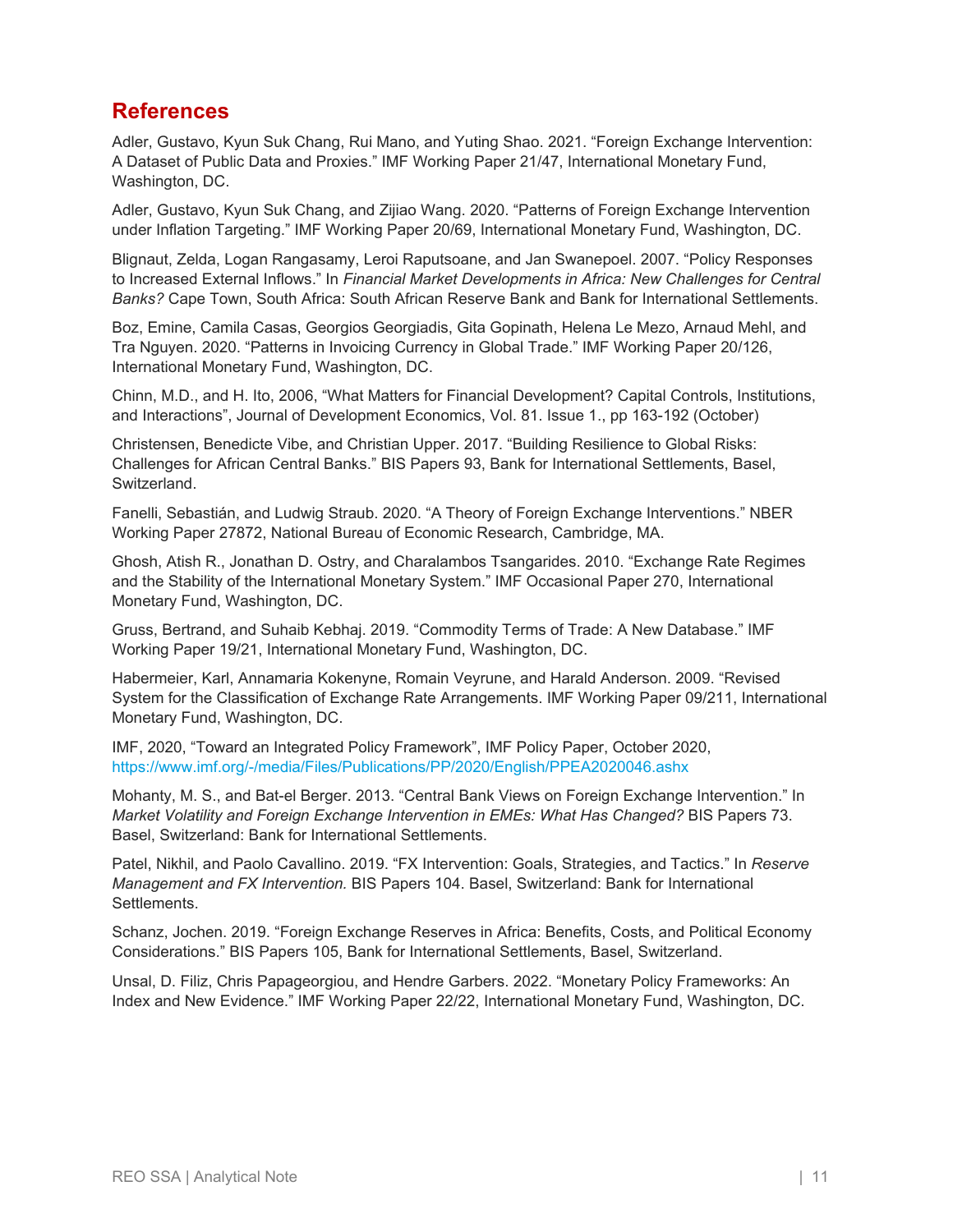## References

Adler, Gustavo, Kyun Suk Chang, Rui Mano, and Yuting Shao. 2021. "Foreign Exchange Intervention: A Dataset of Public Data and Proxies." IMF Working Paper 21/47, International Monetary Fund, Washington, DC.

Adler, Gustavo, Kyun Suk Chang, and Zijiao Wang. 2020. "Patterns of Foreign Exchange Intervention under Inflation Targeting." IMF Working Paper 20/69, International Monetary Fund, Washington, DC.

Blignaut, Zelda, Logan Rangasamy, Leroi Raputsoane, and Jan Swanepoel. 2007. "Policy Responses to Increased External Inflows." In *Financial Market Developments in Africa: New Challenges for Central Banks?* Cape Town, South Africa: South African Reserve Bank and Bank for International Settlements.

Boz, Emine, Camila Casas, Georgios Georgiadis, Gita Gopinath, Helena Le Mezo, Arnaud Mehl, and Tra Nguyen. 2020. "Patterns in Invoicing Currency in Global Trade." IMF Working Paper 20/126, International Monetary Fund, Washington, DC.

Chinn, M.D., and H. Ito, 2006, "What Matters for Financial Development? Capital Controls, Institutions, and Interactions", Journal of Development Economics, Vol. 81. Issue 1., pp 163-192 (October)

Christensen, Benedicte Vibe, and Christian Upper. 2017. "Building Resilience to Global Risks: Challenges for African Central Banks." BIS Papers 93, Bank for International Settlements, Basel, Switzerland.

Fanelli, Sebastián, and Ludwig Straub. 2020. "A Theory of Foreign Exchange Interventions." NBER Working Paper 27872, National Bureau of Economic Research, Cambridge, MA.

Ghosh, Atish R., Jonathan D. Ostry, and Charalambos Tsangarides. 2010. "Exchange Rate Regimes and the Stability of the International Monetary System." IMF Occasional Paper 270, International Monetary Fund, Washington, DC.

Gruss, Bertrand, and Suhaib Kebhaj. 2019. "Commodity Terms of Trade: A New Database." IMF Working Paper 19/21, International Monetary Fund, Washington, DC.

Habermeier, Karl, Annamaria Kokenyne, Romain Veyrune, and Harald Anderson. 2009. "Revised System for the Classification of Exchange Rate Arrangements. IMF Working Paper 09/211, International Monetary Fund, Washington, DC.

IMF, 2020, "Toward an Integrated Policy Framework", IMF Policy Paper, October 2020, https://www.imf.org/-/media/Files/Publications/PP/2020/English/PPEA2020046.ashx

Mohanty, M. S., and Bat-el Berger. 2013. "Central Bank Views on Foreign Exchange Intervention." In *Market Volatility and Foreign Exchange Intervention in EMEs: What Has Changed?* BIS Papers 73. Basel, Switzerland: Bank for International Settlements.

Patel, Nikhil, and Paolo Cavallino. 2019. "FX Intervention: Goals, Strategies, and Tactics." In *Reserve Management and FX Intervention.* BIS Papers 104. Basel, Switzerland: Bank for International Settlements.

Schanz, Jochen. 2019. "Foreign Exchange Reserves in Africa: Benefits, Costs, and Political Economy Considerations." BIS Papers 105, Bank for International Settlements, Basel, Switzerland.

Unsal, D. Filiz, Chris Papageorgiou, and Hendre Garbers. 2022. "Monetary Policy Frameworks: An Index and New Evidence." IMF Working Paper 22/22, International Monetary Fund, Washington, DC.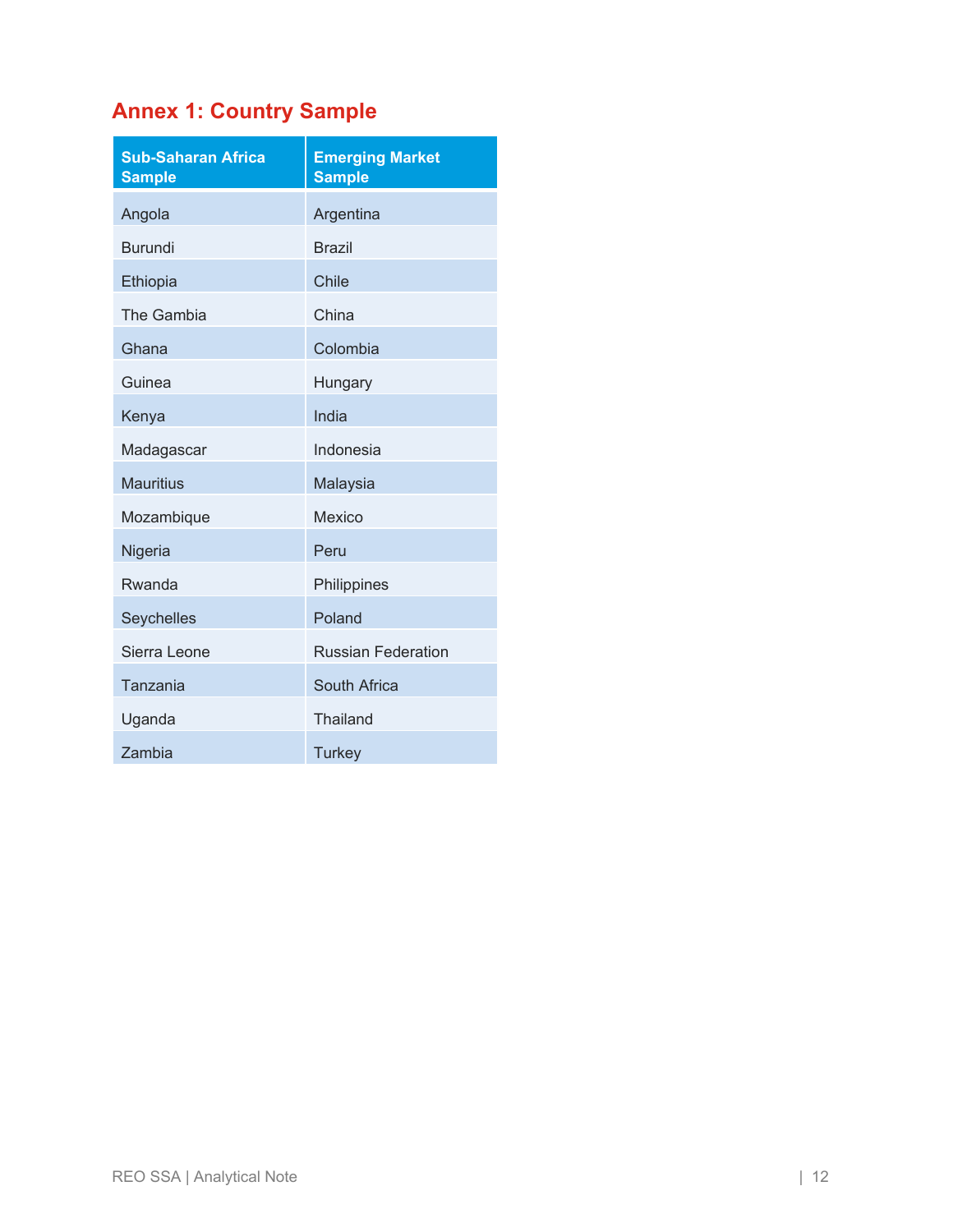## Annex 1: Country Sample

| Sub-Saharan Africa Sample | Emerging Market Sample |
|---|---|
| Angola | Argentina |
| Burundi | Brazil |
| Ethiopia | Chile |
| The Gambia | China |
| Ghana | Colombia |
| Guinea | Hungary |
| Kenya | India |
| Madagascar | Indonesia |
| Mauritius | Malaysia |
| Mozambique | Mexico |
| Nigeria | Peru |
| Rwanda | Philippines |
| Seychelles | Poland |
| Sierra Leone | Russian Federation |
| Tanzania | South Africa |
| Uganda | Thailand |
| Zambia | Turkey |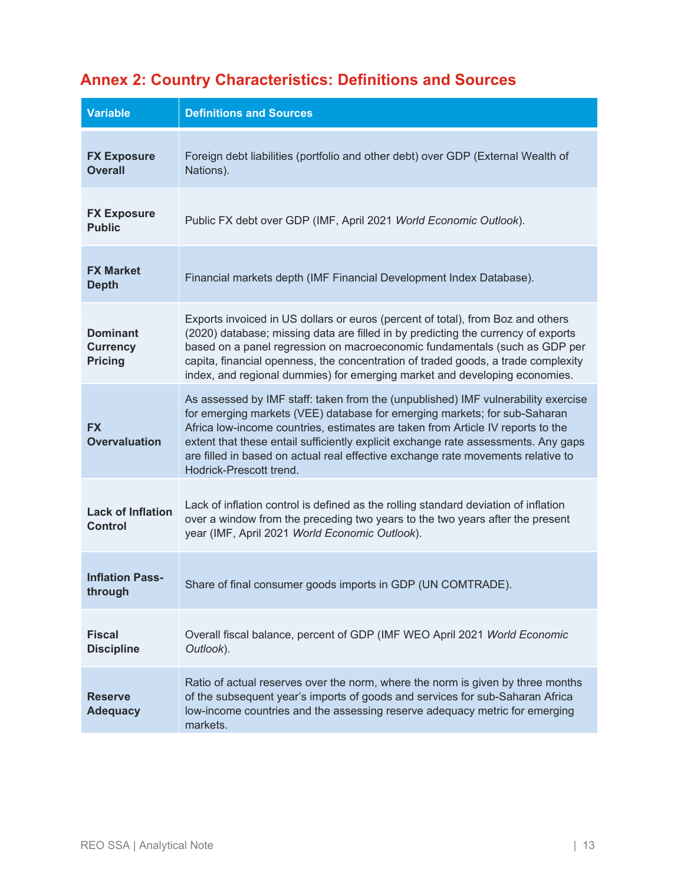## Annex 2: Country Characteristics: Definitions and Sources

| Variable | Definitions and Sources |
|---|---|
| **FX Exposure Overall** | Foreign debt liabilities (portfolio and other debt) over GDP (External Wealth of Nations). |
| **FX Exposure Public** | Public FX debt over GDP (IMF, April 2021 *World Economic Outlook*). |
| **FX Market Depth** | Financial markets depth (IMF Financial Development Index Database). |
| **Dominant Currency Pricing** | Exports invoiced in US dollars or euros (percent of total), from Boz and others (2020) database; missing data are filled in by predicting the currency of exports based on a panel regression on macroeconomic fundamentals (such as GDP per capita, financial openness, the concentration of traded goods, a trade complexity index, and regional dummies) for emerging market and developing economies. |
| **FX Overvaluation** | As assessed by IMF staff: taken from the (unpublished) IMF vulnerability exercise for emerging markets (VEE) database for emerging markets; for sub-Saharan Africa low-income countries, estimates are taken from Article IV reports to the extent that these entail sufficiently explicit exchange rate assessments. Any gaps are filled in based on actual real effective exchange rate movements relative to Hodrick-Prescott trend. |
| **Lack of Inflation Control** | Lack of inflation control is defined as the rolling standard deviation of inflation over a window from the preceding two years to the two years after the present year (IMF, April 2021 *World Economic Outlook*). |
| **Inflation Pass-through** | Share of final consumer goods imports in GDP (UN COMTRADE). |
| **Fiscal Discipline** | Overall fiscal balance, percent of GDP (IMF WEO April 2021 *World Economic Outlook*). |
| **Reserve Adequacy** | Ratio of actual reserves over the norm, where the norm is given by three months of the subsequent year's imports of goods and services for sub-Saharan Africa low-income countries and the assessing reserve adequacy metric for emerging markets. |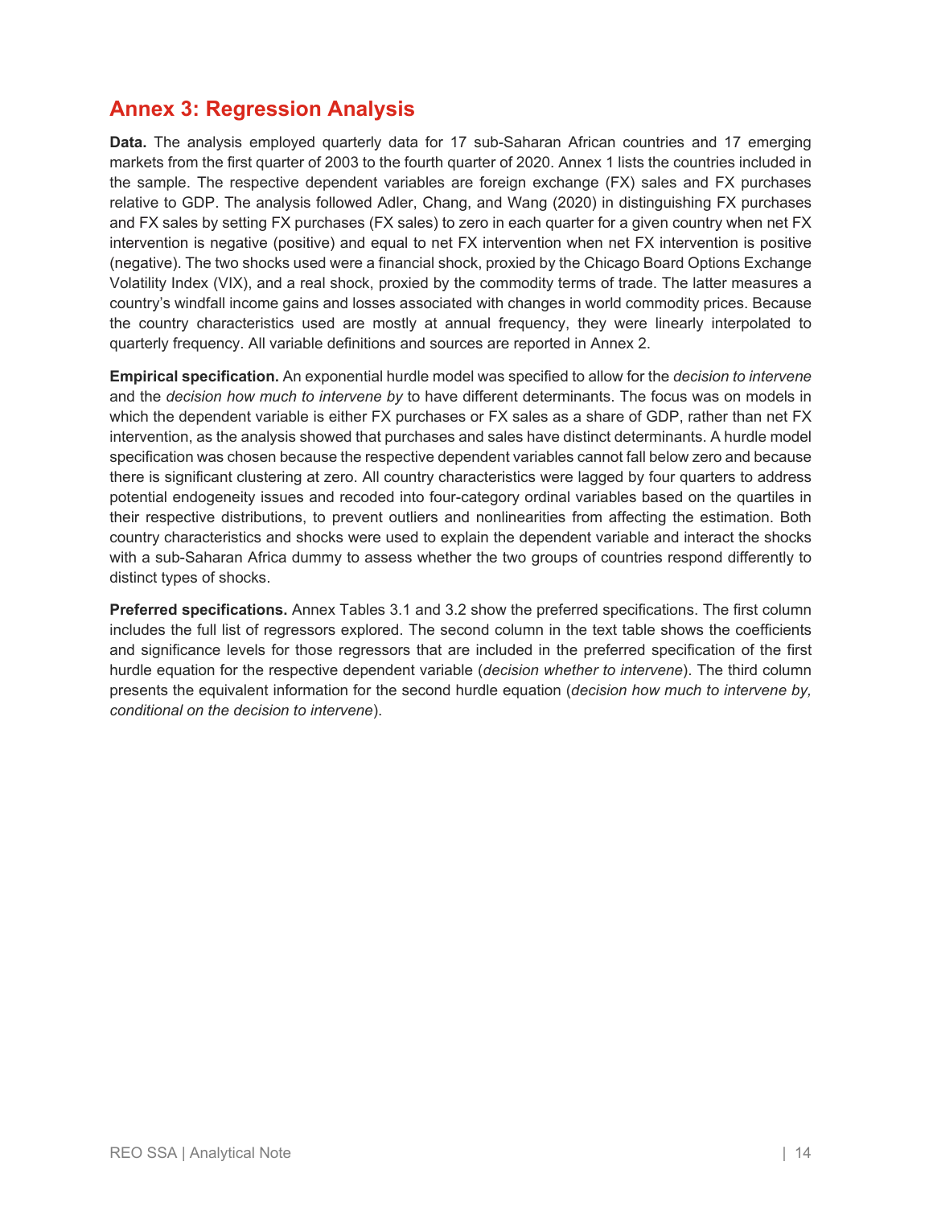## Annex 3: Regression Analysis

**Data.** The analysis employed quarterly data for 17 sub-Saharan African countries and 17 emerging markets from the first quarter of 2003 to the fourth quarter of 2020. Annex 1 lists the countries included in the sample. The respective dependent variables are foreign exchange (FX) sales and FX purchases relative to GDP. The analysis followed Adler, Chang, and Wang (2020) in distinguishing FX purchases and FX sales by setting FX purchases (FX sales) to zero in each quarter for a given country when net FX intervention is negative (positive) and equal to net FX intervention when net FX intervention is positive (negative). The two shocks used were a financial shock, proxied by the Chicago Board Options Exchange Volatility Index (VIX), and a real shock, proxied by the commodity terms of trade. The latter measures a country's windfall income gains and losses associated with changes in world commodity prices. Because the country characteristics used are mostly at annual frequency, they were linearly interpolated to quarterly frequency. All variable definitions and sources are reported in Annex 2.

**Empirical specification.** An exponential hurdle model was specified to allow for the *decision to intervene* and the *decision how much to intervene by* to have different determinants. The focus was on models in which the dependent variable is either FX purchases or FX sales as a share of GDP, rather than net FX intervention, as the analysis showed that purchases and sales have distinct determinants. A hurdle model specification was chosen because the respective dependent variables cannot fall below zero and because there is significant clustering at zero. All country characteristics were lagged by four quarters to address potential endogeneity issues and recoded into four-category ordinal variables based on the quartiles in their respective distributions, to prevent outliers and nonlinearities from affecting the estimation. Both country characteristics and shocks were used to explain the dependent variable and interact the shocks with a sub-Saharan Africa dummy to assess whether the two groups of countries respond differently to distinct types of shocks.

**Preferred specifications.** Annex Tables 3.1 and 3.2 show the preferred specifications. The first column includes the full list of regressors explored. The second column in the text table shows the coefficients and significance levels for those regressors that are included in the preferred specification of the first hurdle equation for the respective dependent variable (*decision whether to intervene*). The third column presents the equivalent information for the second hurdle equation (*decision how much to intervene by, conditional on the decision to intervene*).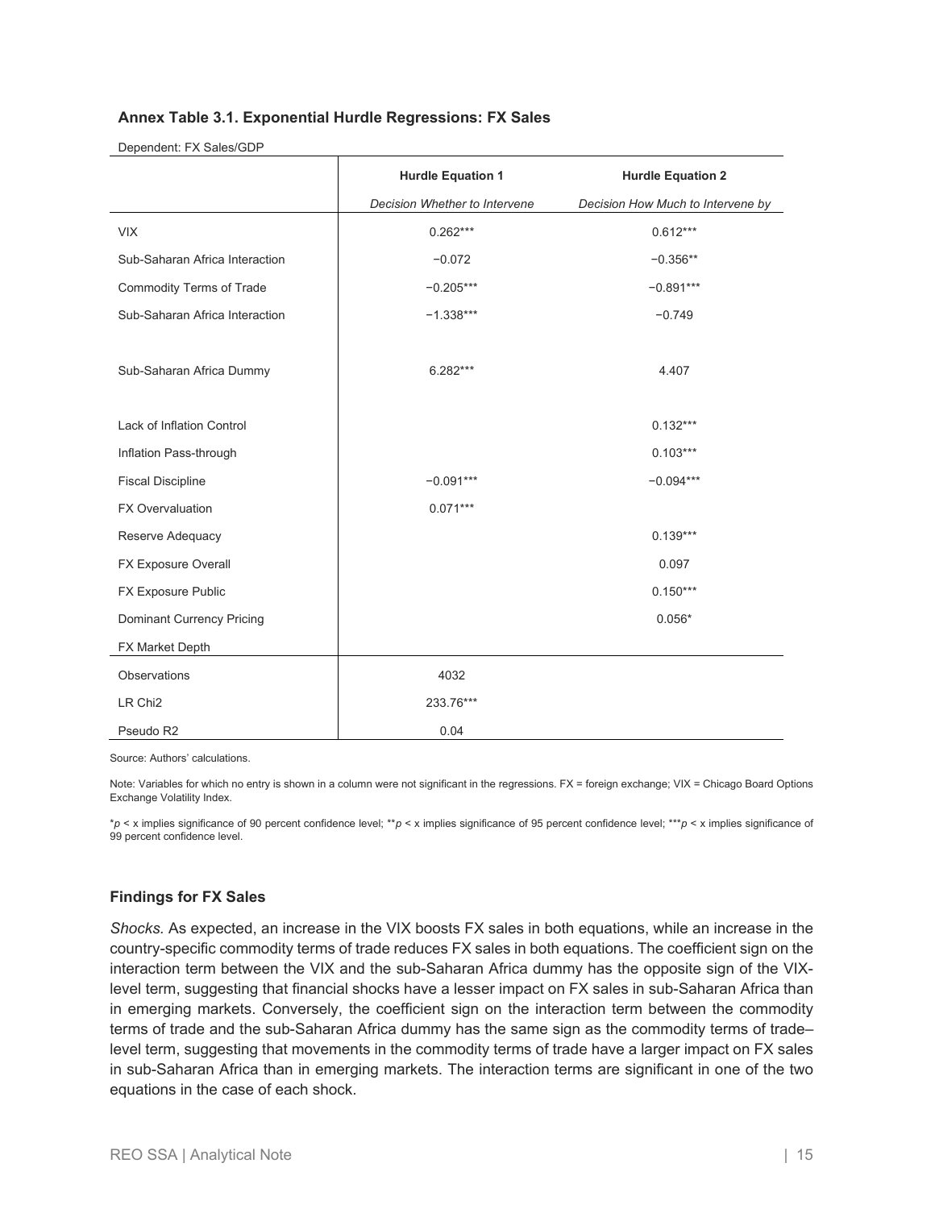**Annex Table 3.1. Exponential Hurdle Regressions: FX Sales**

Dependent: FX Sales/GDP

| | Hurdle Equation 1 | Hurdle Equation 2 |
|---|---|---|
| | *Decision Whether to Intervene* | *Decision How Much to Intervene by* |
| VIX | 0.262*** | 0.612*** |
| Sub-Saharan Africa Interaction | −0.072 | −0.356** |
| Commodity Terms of Trade | −0.205*** | −0.891*** |
| Sub-Saharan Africa Interaction | −1.338*** | −0.749 |
| Sub-Saharan Africa Dummy | 6.282*** | 4.407 |
| Lack of Inflation Control | | 0.132*** |
| Inflation Pass-through | | 0.103*** |
| Fiscal Discipline | −0.091*** | −0.094*** |
| FX Overvaluation | 0.071*** | |
| Reserve Adequacy | | 0.139*** |
| FX Exposure Overall | | 0.097 |
| FX Exposure Public | | 0.150*** |
| Dominant Currency Pricing | | 0.056* |
| FX Market Depth | | |
| Observations | 4032 | |
| LR Chi2 | 233.76*** | |
| Pseudo R2 | 0.04 | |

Source: Authors' calculations.

Note: Variables for which no entry is shown in a column were not significant in the regressions. FX = foreign exchange; VIX = Chicago Board Options Exchange Volatility Index.

*$p$ < x implies significance of 90 percent confidence level; **$p$ < x implies significance of 95 percent confidence level; ***$p$ < x implies significance of 99 percent confidence level.

### Findings for FX Sales

*Shocks.* As expected, an increase in the VIX boosts FX sales in both equations, while an increase in the country-specific commodity terms of trade reduces FX sales in both equations. The coefficient sign on the interaction term between the VIX and the sub-Saharan Africa dummy has the opposite sign of the VIX-level term, suggesting that financial shocks have a lesser impact on FX sales in sub-Saharan Africa than in emerging markets. Conversely, the coefficient sign on the interaction term between the commodity terms of trade and the sub-Saharan Africa dummy has the same sign as the commodity terms of trade–level term, suggesting that movements in the commodity terms of trade have a larger impact on FX sales in sub-Saharan Africa than in emerging markets. The interaction terms are significant in one of the two equations in the case of each shock.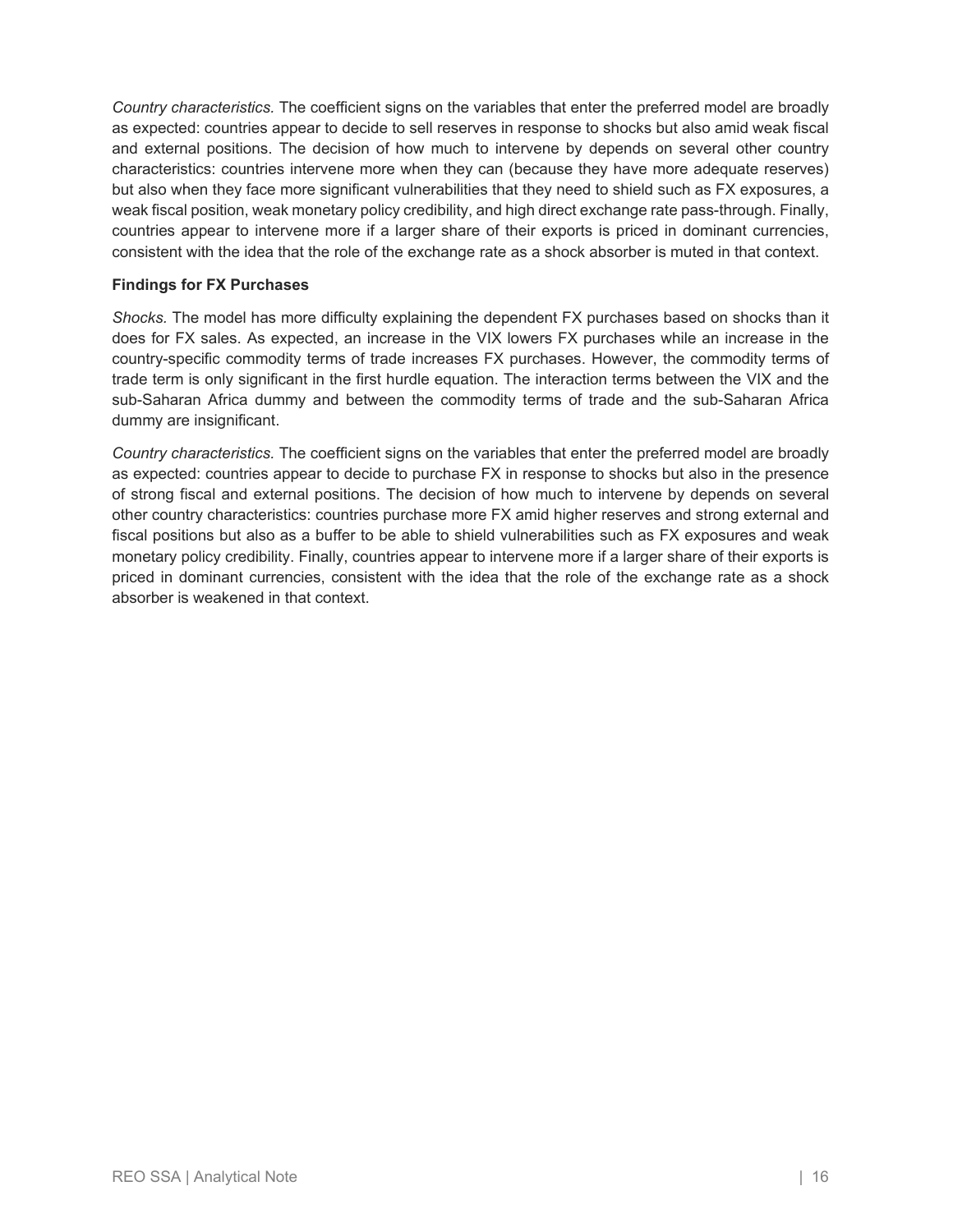*Country characteristics.* The coefficient signs on the variables that enter the preferred model are broadly as expected: countries appear to decide to sell reserves in response to shocks but also amid weak fiscal and external positions. The decision of how much to intervene by depends on several other country characteristics: countries intervene more when they can (because they have more adequate reserves) but also when they face more significant vulnerabilities that they need to shield such as FX exposures, a weak fiscal position, weak monetary policy credibility, and high direct exchange rate pass-through. Finally, countries appear to intervene more if a larger share of their exports is priced in dominant currencies, consistent with the idea that the role of the exchange rate as a shock absorber is muted in that context.

**Findings for FX Purchases**

*Shocks.* The model has more difficulty explaining the dependent FX purchases based on shocks than it does for FX sales. As expected, an increase in the VIX lowers FX purchases while an increase in the country-specific commodity terms of trade increases FX purchases. However, the commodity terms of trade term is only significant in the first hurdle equation. The interaction terms between the VIX and the sub-Saharan Africa dummy and between the commodity terms of trade and the sub-Saharan Africa dummy are insignificant.

*Country characteristics.* The coefficient signs on the variables that enter the preferred model are broadly as expected: countries appear to decide to purchase FX in response to shocks but also in the presence of strong fiscal and external positions. The decision of how much to intervene by depends on several other country characteristics: countries purchase more FX amid higher reserves and strong external and fiscal positions but also as a buffer to be able to shield vulnerabilities such as FX exposures and weak monetary policy credibility. Finally, countries appear to intervene more if a larger share of their exports is priced in dominant currencies, consistent with the idea that the role of the exchange rate as a shock absorber is weakened in that context.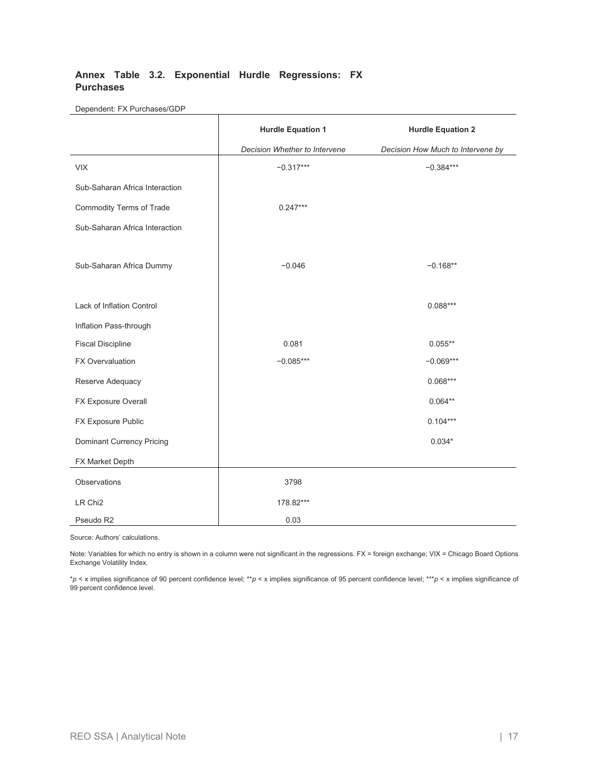**Annex Table 3.2. Exponential Hurdle Regressions: FX Purchases**

Dependent: FX Purchases/GDP

| | Hurdle Equation 1 | Hurdle Equation 2 |
|---|---|---|
| | *Decision Whether to Intervene* | *Decision How Much to Intervene by* |
| VIX | −0.317*** | −0.384*** |
| Sub-Saharan Africa Interaction | | |
| Commodity Terms of Trade | 0.247*** | |
| Sub-Saharan Africa Interaction | | |
| Sub-Saharan Africa Dummy | −0.046 | −0.168** |
| Lack of Inflation Control | | 0.088*** |
| Inflation Pass-through | | |
| Fiscal Discipline | 0.081 | 0.055** |
| FX Overvaluation | −0.085*** | −0.069*** |
| Reserve Adequacy | | 0.068*** |
| FX Exposure Overall | | 0.064** |
| FX Exposure Public | | 0.104*** |
| Dominant Currency Pricing | | 0.034* |
| FX Market Depth | | |
| Observations | 3798 | |
| LR Chi2 | 178.82*** | |
| Pseudo R2 | 0.03 | |

Source: Authors' calculations.

Note: Variables for which no entry is shown in a column were not significant in the regressions. FX = foreign exchange; VIX = Chicago Board Options Exchange Volatility Index.

*$p$ < x implies significance of 90 percent confidence level; **$p$ < x implies significance of 95 percent confidence level; ***$p$ < x implies significance of 99 percent confidence level.